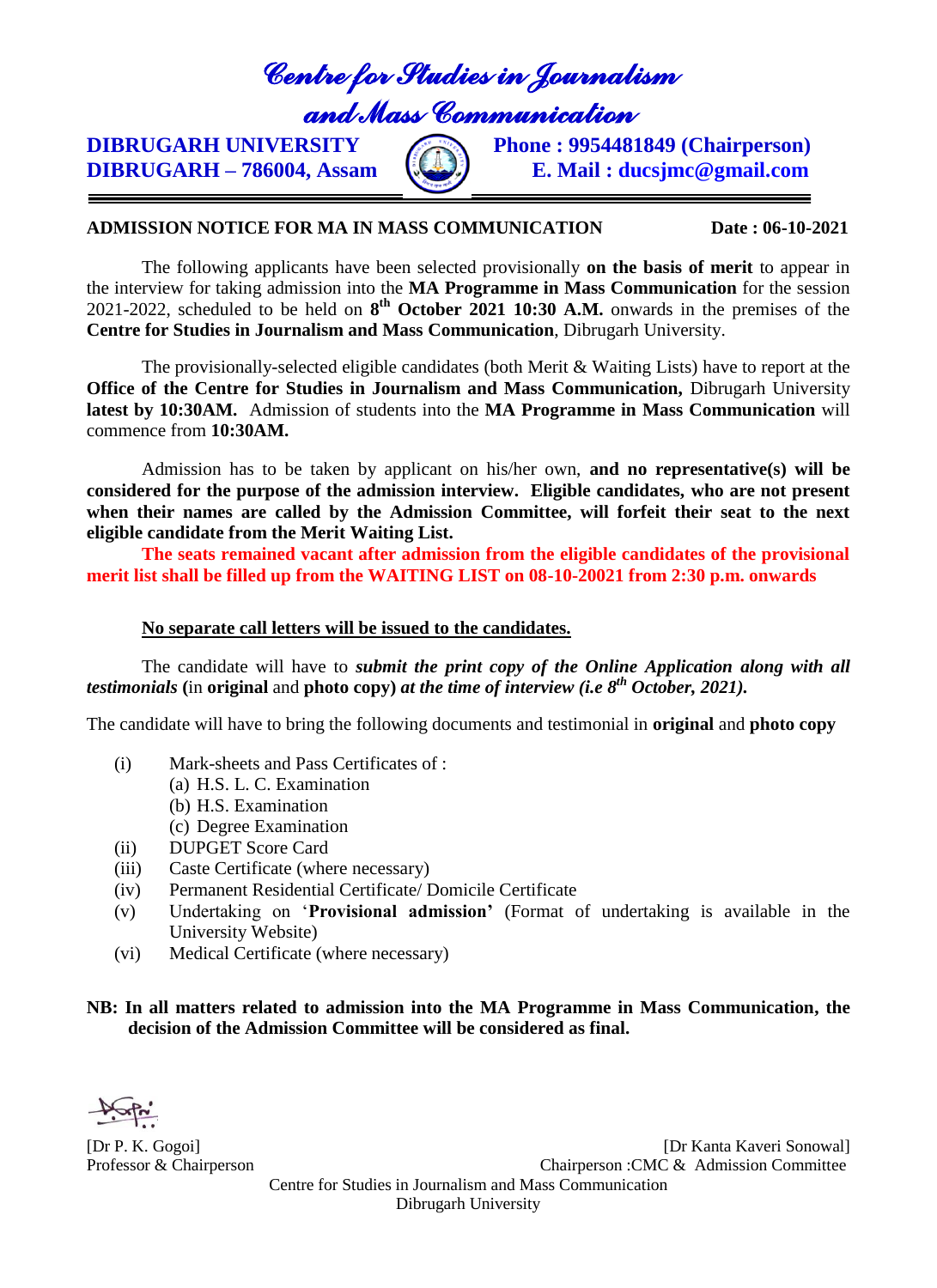# Centre for Studies in Journalism and Mass Communication

**DIBRUGARH UNIVERSITY**
**DIBRUGARH – 786004, Assam**

**Phone : 9954481849 (Chairperson)**
**E. Mail : ducsjmc@gmail.com**

**ADMISSION NOTICE FOR MA IN MASS COMMUNICATION** **Date : 06-10-2021**

The following applicants have been selected provisionally **on the basis of merit** to appear in the interview for taking admission into the **MA Programme in Mass Communication** for the session 2021-2022, scheduled to be held on **8th October 2021 10:30 A.M.** onwards in the premises of the **Centre for Studies in Journalism and Mass Communication**, Dibrugarh University.

The provisionally-selected eligible candidates (both Merit & Waiting Lists) have to report at the **Office of the Centre for Studies in Journalism and Mass Communication,** Dibrugarh University **latest by 10:30AM.** Admission of students into the **MA Programme in Mass Communication** will commence from **10:30AM.**

Admission has to be taken by applicant on his/her own, **and no representative(s) will be considered for the purpose of the admission interview. Eligible candidates, who are not present when their names are called by the Admission Committee, will forfeit their seat to the next eligible candidate from the Merit Waiting List.**

**The seats remained vacant after admission from the eligible candidates of the provisional merit list shall be filled up from the WAITING LIST on 08-10-20021 from 2:30 p.m. onwards**

**No separate call letters will be issued to the candidates.**

The candidate will have to ***submit the print copy of the Online Application along with all testimonials*** **(**in **original** and **photo copy)** ***at the time of interview (i.e 8th October, 2021).***

The candidate will have to bring the following documents and testimonial in **original** and **photo copy**

(i) Mark-sheets and Pass Certificates of :
  (a) H.S. L. C. Examination
  (b) H.S. Examination
  (c) Degree Examination
(ii) DUPGET Score Card
(iii) Caste Certificate (where necessary)
(iv) Permanent Residential Certificate/ Domicile Certificate
(v) Undertaking on '**Provisional admission'** (Format of undertaking is available in the University Website)
(vi) Medical Certificate (where necessary)

**NB: In all matters related to admission into the MA Programme in Mass Communication, the decision of the Admission Committee will be considered as final.**

[Dr P. K. Gogoi]
Professor & Chairperson

[Dr Kanta Kaveri Sonowal]
Chairperson :CMC & Admission Committee

Centre for Studies in Journalism and Mass Communication
Dibrugarh University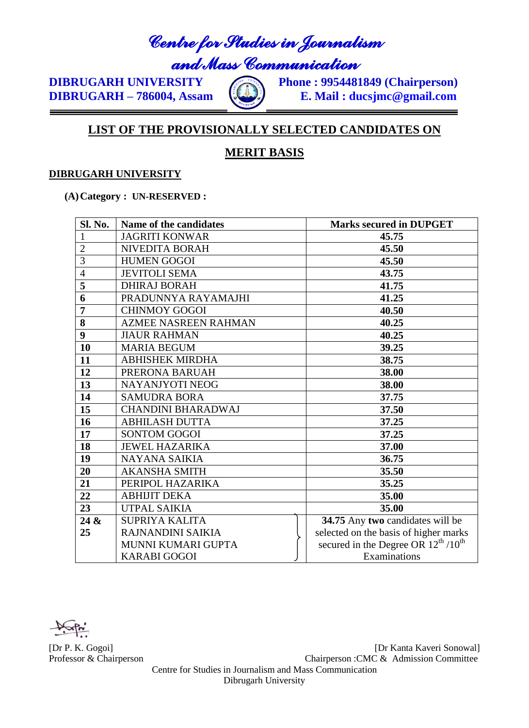# Centre for Studies in Journalism and Mass Communication

**DIBRUGARH UNIVERSITY**
**DIBRUGARH – 786004, Assam**

**Phone : 9954481849 (Chairperson)**
**E. Mail : ducsjmc@gmail.com**

## LIST OF THE PROVISIONALLY SELECTED CANDIDATES ON MERIT BASIS

**DIBRUGARH UNIVERSITY**

**(A) Category : UN-RESERVED :**

| Sl. No. | Name of the candidates | Marks secured in DUPGET |
|---|---|---|
| 1 | JAGRITI KONWAR | **45.75** |
| 2 | NIVEDITA BORAH | **45.50** |
| 3 | HUMEN GOGOI | **45.50** |
| 4 | JEVITOLI SEMA | **43.75** |
| **5** | DHIRAJ BORAH | **41.75** |
| **6** | PRADUNNYA RAYAMAJHI | **41.25** |
| **7** | CHINMOY GOGOI | **40.50** |
| **8** | AZMEE NASREEN RAHMAN | **40.25** |
| **9** | JIAUR RAHMAN | **40.25** |
| **10** | MARIA BEGUM | **39.25** |
| **11** | ABHISHEK MIRDHA | **38.75** |
| **12** | PRERONA BARUAH | **38.00** |
| **13** | NAYANJYOTI NEOG | **38.00** |
| **14** | SAMUDRA BORA | **37.75** |
| **15** | CHANDINI BHARADWAJ | **37.50** |
| **16** | ABHILASH DUTTA | **37.25** |
| **17** | SONTOM GOGOI | **37.25** |
| **18** | JEWEL HAZARIKA | **37.00** |
| **19** | NAYANA SAIKIA | **36.75** |
| **20** | AKANSHA SMITH | **35.50** |
| **21** | PERIPOL HAZARIKA | **35.25** |
| **22** | ABHIJIT DEKA | **35.00** |
| **23** | UTPAL SAIKIA | **35.00** |
| **24 & 25** | SUPRIYA KALITA<br>RAJNANDINI SAIKIA<br>MUNNI KUMARI GUPTA<br>KARABI GOGOI | **34.75** Any **two** candidates will be selected on the basis of higher marks secured in the Degree OR 12th /10th Examinations |

[Dr P. K. Gogoi]
Professor & Chairperson

[Dr Kanta Kaveri Sonowal]
Chairperson :CMC & Admission Committee

Centre for Studies in Journalism and Mass Communication
Dibrugarh University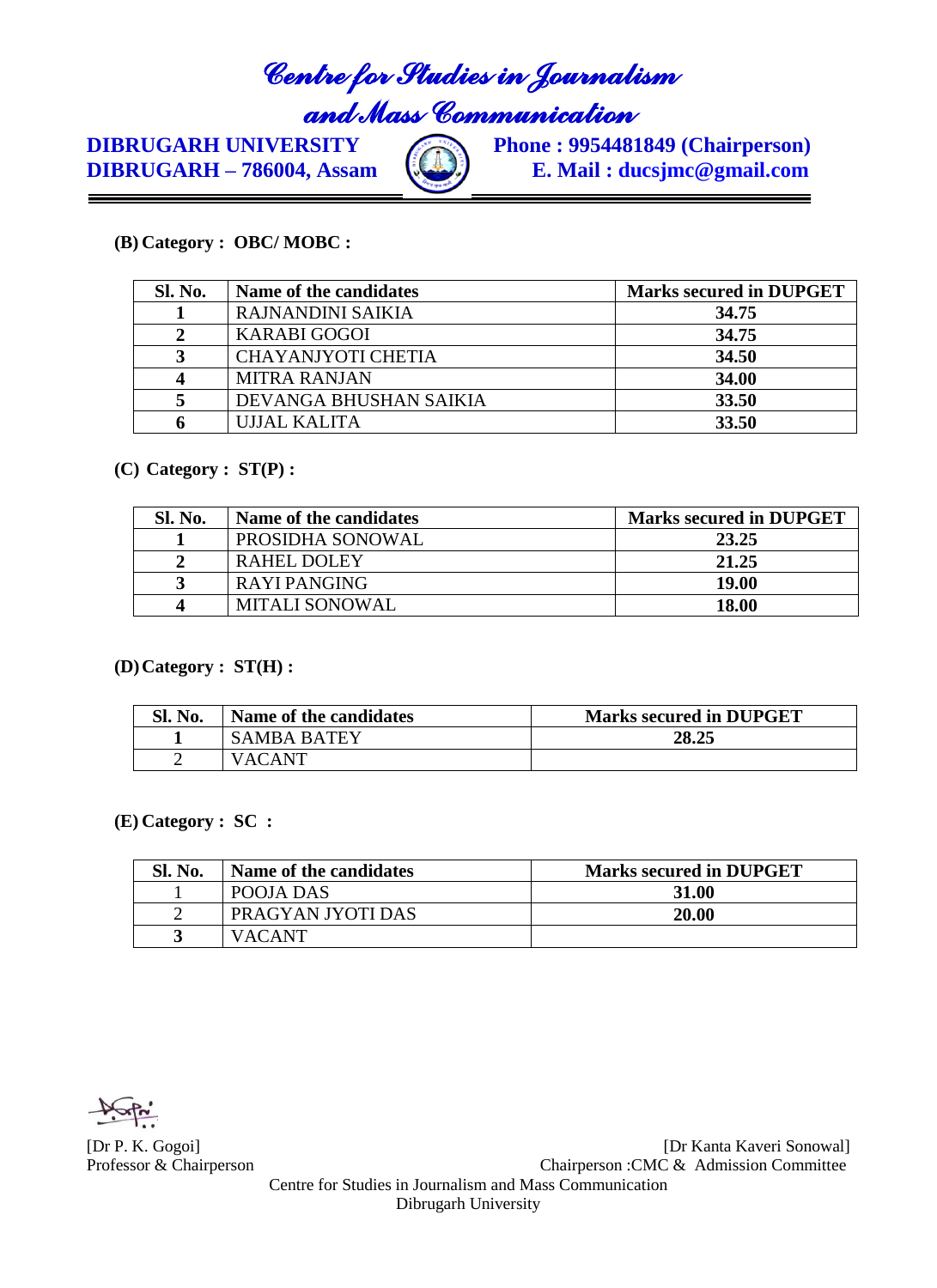# Centre for Studies in Journalism and Mass Communication

**DIBRUGARH UNIVERSITY**
**DIBRUGARH – 786004, Assam**

**Phone : 9954481849 (Chairperson)**
**E. Mail : ducsjmc@gmail.com**

**(B) Category : OBC/ MOBC :**

| Sl. No. | Name of the candidates | Marks secured in DUPGET |
|---|---|---|
| 1 | RAJNANDINI SAIKIA | 34.75 |
| 2 | KARABI GOGOI | 34.75 |
| 3 | CHAYANJYOTI CHETIA | 34.50 |
| 4 | MITRA RANJAN | 34.00 |
| 5 | DEVANGA BHUSHAN SAIKIA | 33.50 |
| 6 | UJJAL KALITA | 33.50 |

**(C) Category : ST(P) :**

| Sl. No. | Name of the candidates | Marks secured in DUPGET |
|---|---|---|
| 1 | PROSIDHA SONOWAL | 23.25 |
| 2 | RAHEL DOLEY | 21.25 |
| 3 | RAYI PANGING | 19.00 |
| 4 | MITALI SONOWAL | 18.00 |

**(D) Category : ST(H) :**

| Sl. No. | Name of the candidates | Marks secured in DUPGET |
|---|---|---|
| 1 | SAMBA BATEY | 28.25 |
| 2 | VACANT | |

**(E) Category : SC :**

| Sl. No. | Name of the candidates | Marks secured in DUPGET |
|---|---|---|
| 1 | POOJA DAS | 31.00 |
| 2 | PRAGYAN JYOTI DAS | 20.00 |
| 3 | VACANT | |

[Dr P. K. Gogoi]
Professor & Chairperson

[Dr Kanta Kaveri Sonowal]
Chairperson :CMC & Admission Committee

Centre for Studies in Journalism and Mass Communication
Dibrugarh University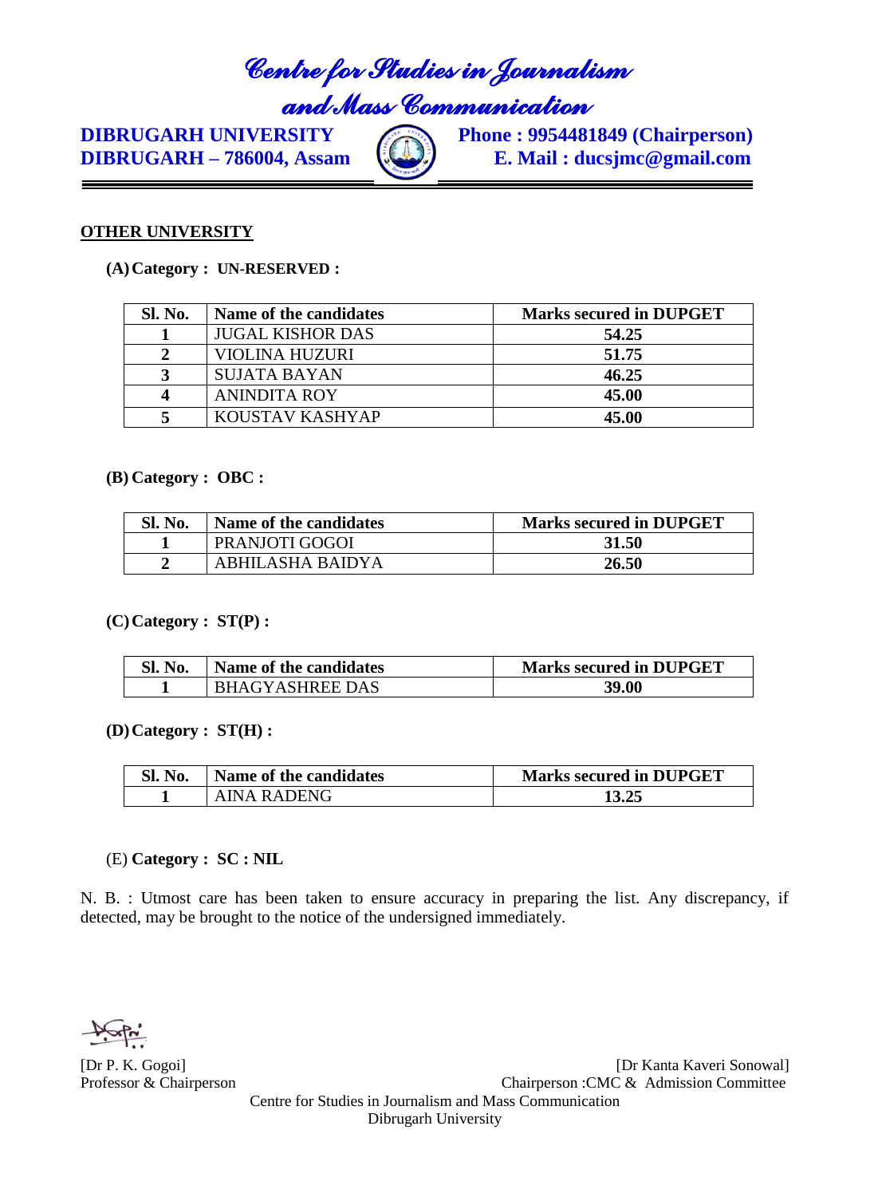# Centre for Studies in Journalism and Mass Communication

**DIBRUGARH UNIVERSITY**
**DIBRUGARH – 786004, Assam**

**Phone : 9954481849 (Chairperson)**
**E. Mail : ducsjmc@gmail.com**

---

## OTHER UNIVERSITY

**(A) Category : UN-RESERVED :**

| Sl. No. | Name of the candidates | Marks secured in DUPGET |
|---|---|---|
| 1 | JUGAL KISHOR DAS | 54.25 |
| 2 | VIOLINA HUZURI | 51.75 |
| 3 | SUJATA BAYAN | 46.25 |
| 4 | ANINDITA ROY | 45.00 |
| 5 | KOUSTAV KASHYAP | 45.00 |

**(B) Category : OBC :**

| Sl. No. | Name of the candidates | Marks secured in DUPGET |
|---|---|---|
| 1 | PRANJOTI GOGOI | 31.50 |
| 2 | ABHILASHA BAIDYA | 26.50 |

**(C) Category : ST(P) :**

| Sl. No. | Name of the candidates | Marks secured in DUPGET |
|---|---|---|
| 1 | BHAGYASHREE DAS | 39.00 |

**(D) Category : ST(H) :**

| Sl. No. | Name of the candidates | Marks secured in DUPGET |
|---|---|---|
| 1 | AINA RADENG | 13.25 |

(E) **Category : SC : NIL**

N. B. : Utmost care has been taken to ensure accuracy in preparing the list. Any discrepancy, if detected, may be brought to the notice of the undersigned immediately.

[Dr P. K. Gogoi]
Professor & Chairperson

[Dr Kanta Kaveri Sonowal]
Chairperson :CMC & Admission Committee

Centre for Studies in Journalism and Mass Communication
Dibrugarh University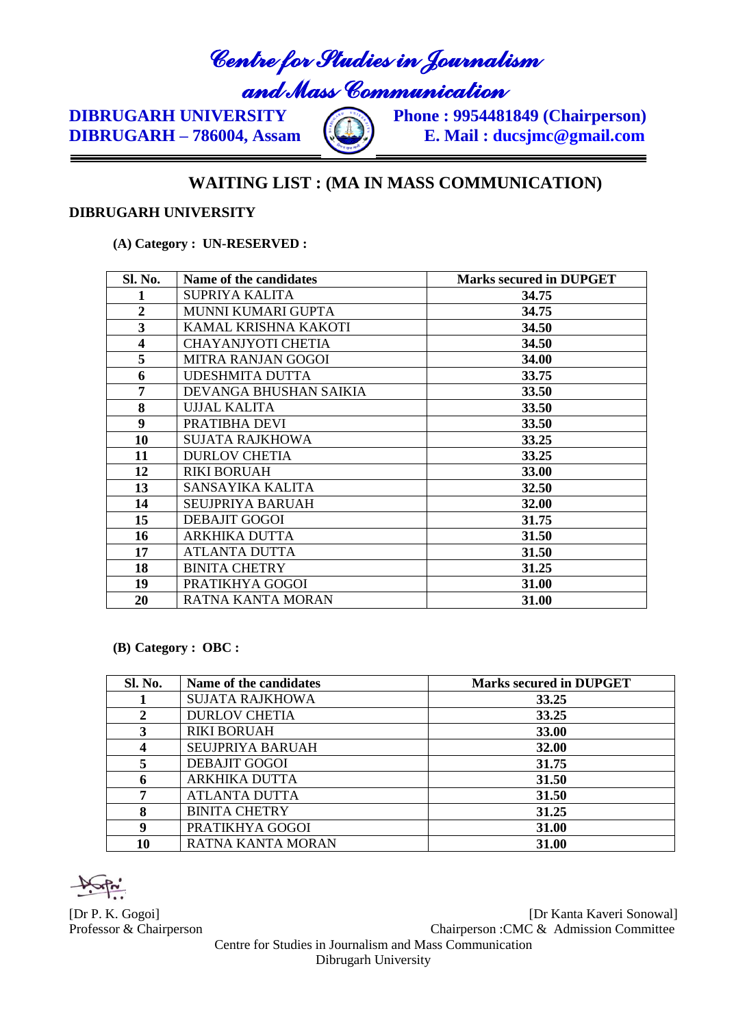# Centre for Studies in Journalism and Mass Communication

**DIBRUGARH UNIVERSITY**
**DIBRUGARH – 786004, Assam**

**Phone : 9954481849 (Chairperson)**
**E. Mail : ducsjmc@gmail.com**

## WAITING LIST : (MA IN MASS COMMUNICATION)

**DIBRUGARH UNIVERSITY**

**(A) Category : UN-RESERVED :**

| Sl. No. | Name of the candidates | Marks secured in DUPGET |
|---|---|---|
| 1 | SUPRIYA KALITA | 34.75 |
| 2 | MUNNI KUMARI GUPTA | 34.75 |
| 3 | KAMAL KRISHNA KAKOTI | 34.50 |
| 4 | CHAYANJYOTI CHETIA | 34.50 |
| 5 | MITRA RANJAN GOGOI | 34.00 |
| 6 | UDESHMITA DUTTA | 33.75 |
| 7 | DEVANGA BHUSHAN SAIKIA | 33.50 |
| 8 | UJJAL KALITA | 33.50 |
| 9 | PRATIBHA DEVI | 33.50 |
| 10 | SUJATA RAJKHOWA | 33.25 |
| 11 | DURLOV CHETIA | 33.25 |
| 12 | RIKI BORUAH | 33.00 |
| 13 | SANSAYIKA KALITA | 32.50 |
| 14 | SEUJPRIYA BARUAH | 32.00 |
| 15 | DEBAJIT GOGOI | 31.75 |
| 16 | ARKHIKA DUTTA | 31.50 |
| 17 | ATLANTA DUTTA | 31.50 |
| 18 | BINITA CHETRY | 31.25 |
| 19 | PRATIKHYA GOGOI | 31.00 |
| 20 | RATNA KANTA MORAN | 31.00 |

**(B) Category : OBC :**

| Sl. No. | Name of the candidates | Marks secured in DUPGET |
|---|---|---|
| 1 | SUJATA RAJKHOWA | 33.25 |
| 2 | DURLOV CHETIA | 33.25 |
| 3 | RIKI BORUAH | 33.00 |
| 4 | SEUJPRIYA BARUAH | 32.00 |
| 5 | DEBAJIT GOGOI | 31.75 |
| 6 | ARKHIKA DUTTA | 31.50 |
| 7 | ATLANTA DUTTA | 31.50 |
| 8 | BINITA CHETRY | 31.25 |
| 9 | PRATIKHYA GOGOI | 31.00 |
| 10 | RATNA KANTA MORAN | 31.00 |

[Dr P. K. Gogoi]
Professor & Chairperson

[Dr Kanta Kaveri Sonowal]
Chairperson :CMC & Admission Committee

Centre for Studies in Journalism and Mass Communication
Dibrugarh University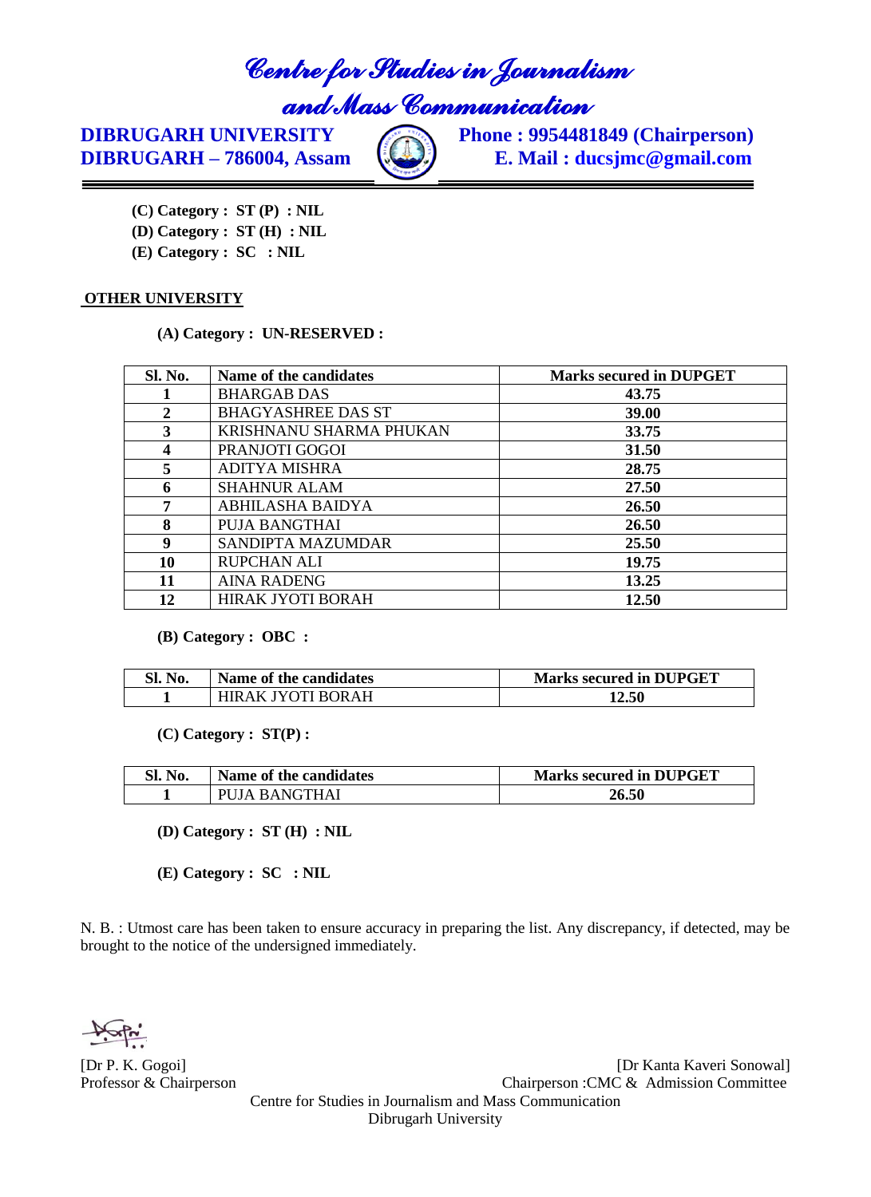# Centre for Studies in Journalism and Mass Communication

**DIBRUGARH UNIVERSITY**
**DIBRUGARH – 786004, Assam**

**Phone : 9954481849 (Chairperson)**
**E. Mail : ducsjmc@gmail.com**

---

**(C) Category : ST (P) : NIL**
**(D) Category : ST (H) : NIL**
**(E) Category : SC : NIL**

## OTHER UNIVERSITY

**(A) Category : UN-RESERVED :**

| Sl. No. | Name of the candidates | Marks secured in DUPGET |
|---|---|---|
| 1 | BHARGAB DAS | 43.75 |
| 2 | BHAGYASHREE DAS ST | 39.00 |
| 3 | KRISHNANU SHARMA PHUKAN | 33.75 |
| 4 | PRANJOTI GOGOI | 31.50 |
| 5 | ADITYA MISHRA | 28.75 |
| 6 | SHAHNUR ALAM | 27.50 |
| 7 | ABHILASHA BAIDYA | 26.50 |
| 8 | PUJA BANGTHAI | 26.50 |
| 9 | SANDIPTA MAZUMDAR | 25.50 |
| 10 | RUPCHAN ALI | 19.75 |
| 11 | AINA RADENG | 13.25 |
| 12 | HIRAK JYOTI BORAH | 12.50 |

**(B) Category : OBC :**

| Sl. No. | Name of the candidates | Marks secured in DUPGET |
|---|---|---|
| 1 | HIRAK JYOTI BORAH | 12.50 |

**(C) Category : ST(P) :**

| Sl. No. | Name of the candidates | Marks secured in DUPGET |
|---|---|---|
| 1 | PUJA BANGTHAI | 26.50 |

**(D) Category : ST (H) : NIL**

**(E) Category : SC : NIL**

N. B. : Utmost care has been taken to ensure accuracy in preparing the list. Any discrepancy, if detected, may be brought to the notice of the undersigned immediately.

[Dr P. K. Gogoi]
Professor & Chairperson

[Dr Kanta Kaveri Sonowal]
Chairperson :CMC & Admission Committee

Centre for Studies in Journalism and Mass Communication
Dibrugarh University